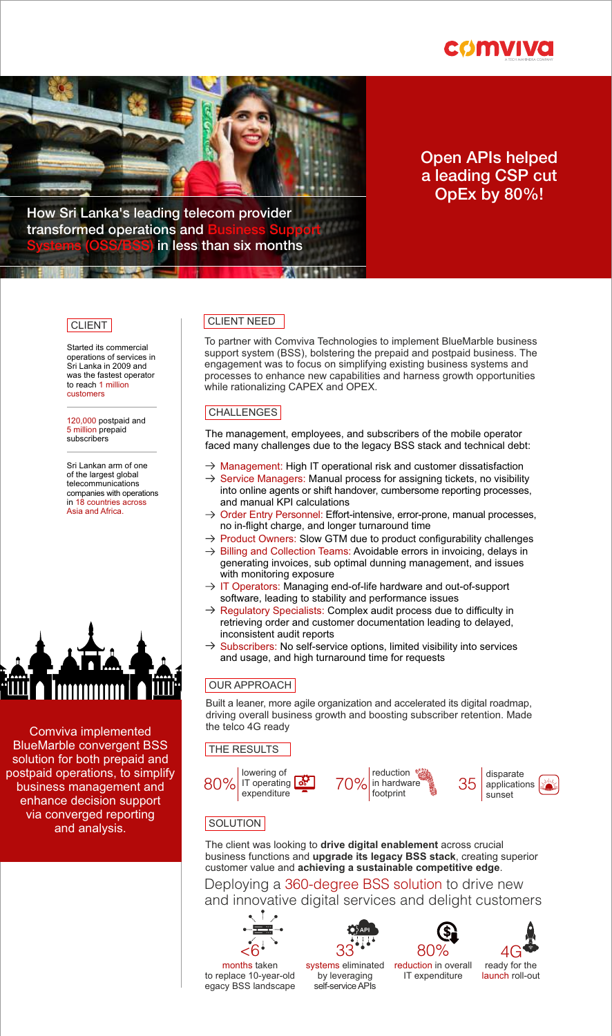comviva
A TECH MAHINDRA COMPANY

# Open APIs helped a leading CSP cut OpEx by 80%!

## How Sri Lanka's leading telecom provider transformed operations and Business Support Systems (OSS/BSS) in less than six months

### CLIENT

Started its commercial operations of services in Sri Lanka in 2009 and was the fastest operator to reach 1 million customers

120,000 postpaid and 5 million prepaid subscribers

Sri Lankan arm of one of the largest global telecommunications companies with operations in 18 countries across Asia and Africa.

Comviva implemented BlueMarble convergent BSS solution for both prepaid and postpaid operations, to simplify business management and enhance decision support via converged reporting and analysis.

### CLIENT NEED

To partner with Comviva Technologies to implement BlueMarble business support system (BSS), bolstering the prepaid and postpaid business. The engagement was to focus on simplifying existing business systems and processes to enhance new capabilities and harness growth opportunities while rationalizing CAPEX and OPEX.

### CHALLENGES

The management, employees, and subscribers of the mobile operator faced many challenges due to the legacy BSS stack and technical debt:

- → Management: High IT operational risk and customer dissatisfaction
- → Service Managers: Manual process for assigning tickets, no visibility into online agents or shift handover, cumbersome reporting processes, and manual KPI calculations
- → Order Entry Personnel: Effort-intensive, error-prone, manual processes, no in-flight charge, and longer turnaround time
- → Product Owners: Slow GTM due to product configurability challenges
- → Billing and Collection Teams: Avoidable errors in invoicing, delays in generating invoices, sub optimal dunning management, and issues with monitoring exposure
- → IT Operators: Managing end-of-life hardware and out-of-support software, leading to stability and performance issues
- → Regulatory Specialists: Complex audit process due to difficulty in retrieving order and customer documentation leading to delayed, inconsistent audit reports
- → Subscribers: No self-service options, limited visibility into services and usage, and high turnaround time for requests

### OUR APPROACH

Built a leaner, more agile organization and accelerated its digital roadmap, driving overall business growth and boosting subscriber retention. Made the telco 4G ready

### THE RESULTS

- **80%** lowering of IT operating expenditure
- **70%** reduction in hardware footprint
- **35** disparate applications sunset

### SOLUTION

The client was looking to **drive digital enablement** across crucial business functions and **upgrade its legacy BSS stack**, creating superior customer value and **achieving a sustainable competitive edge**.

Deploying a 360-degree BSS solution to drive new and innovative digital services and delight customers

- **<6** months taken to replace 10-year-old egacy BSS landscape
- **33** systems eliminated by leveraging self-service APIs
- **80%** reduction in overall IT expenditure
- **4G** ready for the launch roll-out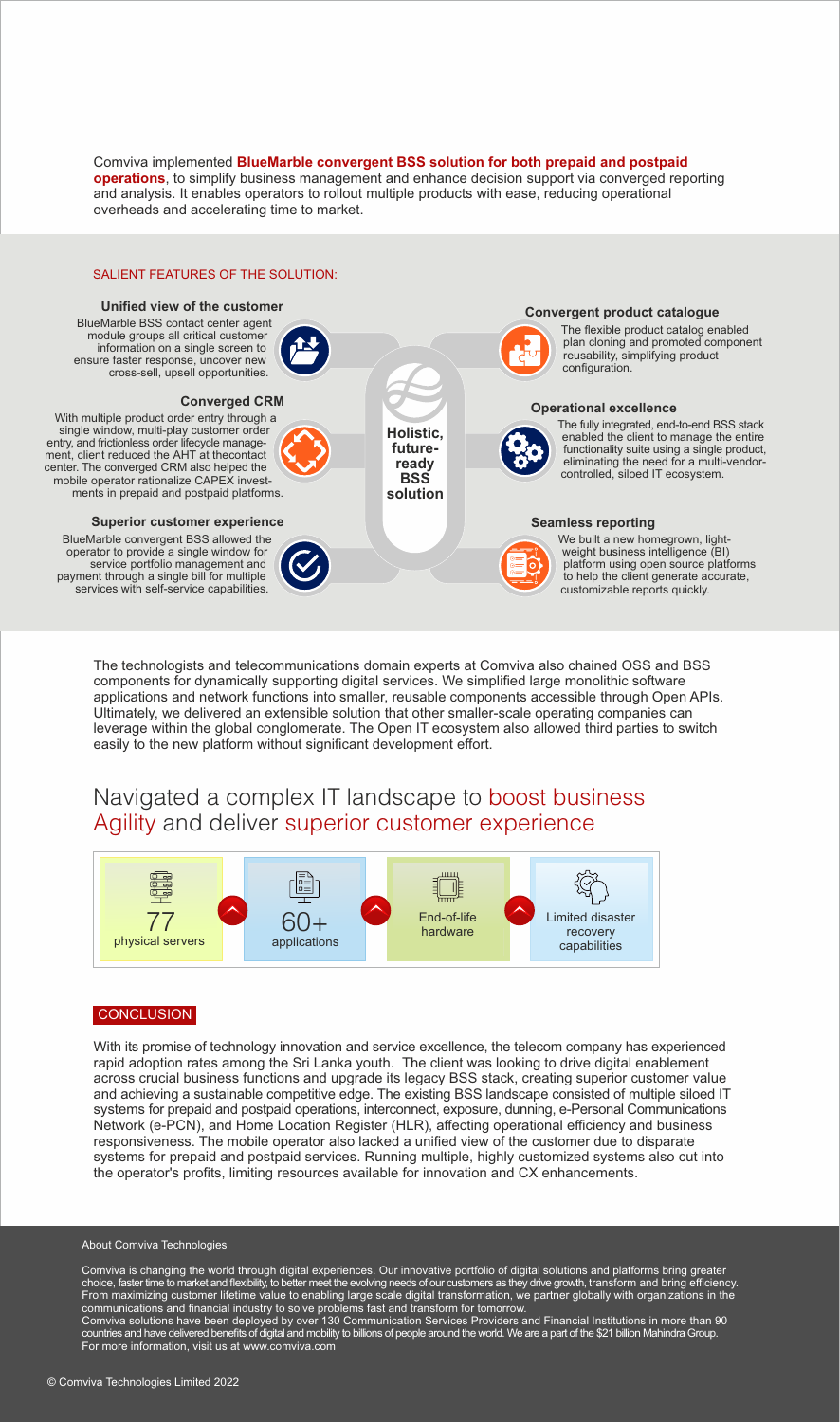Comviva implemented **BlueMarble convergent BSS solution for both prepaid and postpaid operations**, to simplify business management and enhance decision support via converged reporting and analysis. It enables operators to rollout multiple products with ease, reducing operational overheads and accelerating time to market.

SALIENT FEATURES OF THE SOLUTION:

**Unified view of the customer**

BlueMarble BSS contact center agent module groups all critical customer information on a single screen to ensure faster response, uncover new cross-sell, upsell opportunities.

**Converged CRM**

With multiple product order entry through a single window, multi-play customer order entry, and frictionless order lifecycle management, client reduced the AHT at thecontact center. The converged CRM also helped the mobile operator rationalize CAPEX investments in prepaid and postpaid platforms.

**Superior customer experience**

BlueMarble convergent BSS allowed the operator to provide a single window for service portfolio management and payment through a single bill for multiple services with self-service capabilities.

**Holistic, future-ready BSS solution**

**Convergent product catalogue**

The flexible product catalog enabled plan cloning and promoted component reusability, simplifying product configuration.

**Operational excellence**

The fully integrated, end-to-end BSS stack enabled the client to manage the entire functionality suite using a single product, eliminating the need for a multi-vendor-controlled, siloed IT ecosystem.

**Seamless reporting**

We built a new homegrown, light-weight business intelligence (BI) platform using open source platforms to help the client generate accurate, customizable reports quickly.

The technologists and telecommunications domain experts at Comviva also chained OSS and BSS components for dynamically supporting digital services. We simplified large monolithic software applications and network functions into smaller, reusable components accessible through Open APIs. Ultimately, we delivered an extensible solution that other smaller-scale operating companies can leverage within the global conglomerate. The Open IT ecosystem also allowed third parties to switch easily to the new platform without significant development effort.

## Navigated a complex IT landscape to boost business Agility and deliver superior customer experience

77
physical servers

60+
applications

End-of-life hardware

Limited disaster recovery capabilities

## CONCLUSION

With its promise of technology innovation and service excellence, the telecom company has experienced rapid adoption rates among the Sri Lanka youth. The client was looking to drive digital enablement across crucial business functions and upgrade its legacy BSS stack, creating superior customer value and achieving a sustainable competitive edge. The existing BSS landscape consisted of multiple siloed IT systems for prepaid and postpaid operations, interconnect, exposure, dunning, e-Personal Communications Network (e-PCN), and Home Location Register (HLR), affecting operational efficiency and business responsiveness. The mobile operator also lacked a unified view of the customer due to disparate systems for prepaid and postpaid services. Running multiple, highly customized systems also cut into the operator's profits, limiting resources available for innovation and CX enhancements.

About Comviva Technologies

Comviva is changing the world through digital experiences. Our innovative portfolio of digital solutions and platforms bring greater choice, faster time to market and flexibility, to better meet the evolving needs of our customers as they drive growth, transform and bring efficiency. From maximizing customer lifetime value to enabling large scale digital transformation, we partner globally with organizations in the communications and financial industry to solve problems fast and transform for tomorrow.
Comviva solutions have been deployed by over 130 Communication Services Providers and Financial Institutions in more than 90 countries and have delivered benefits of digital and mobility to billions of people around the world. We are a part of the $21 billion Mahindra Group.
For more information, visit us at www.comviva.com

© Comviva Technologies Limited 2022